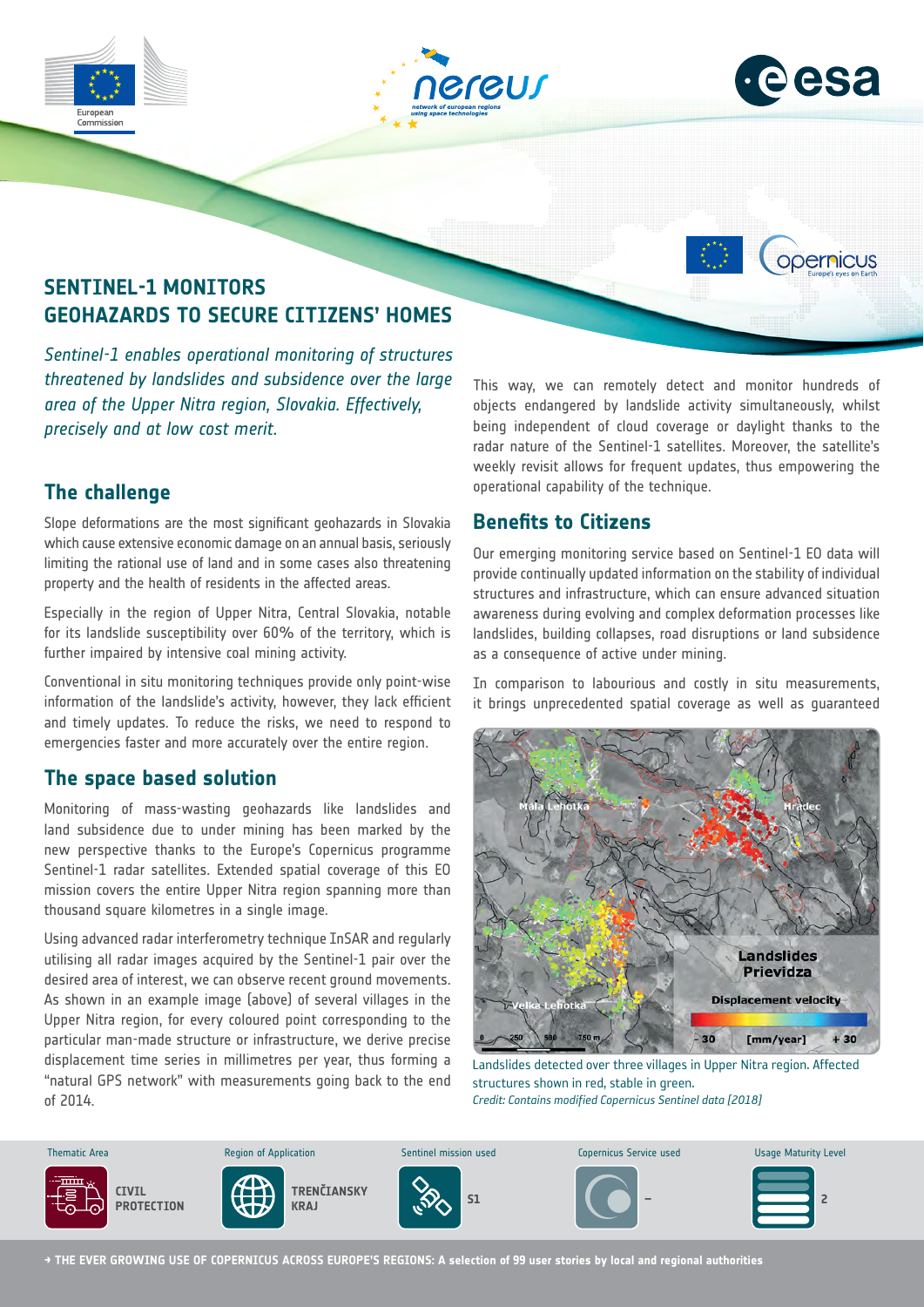# SENTINEL-1 MONITORS GEOHAZARDS TO SECURE CITIZENS' HOMES

*Sentinel-1 enables operational monitoring of structures threatened by landslides and subsidence over the large area of the Upper Nitra region, Slovakia. Effectively, precisely and at low cost merit.*

## The challenge

Slope deformations are the most significant geohazards in Slovakia which cause extensive economic damage on an annual basis, seriously limiting the rational use of land and in some cases also threatening property and the health of residents in the affected areas.

Especially in the region of Upper Nitra, Central Slovakia, notable for its landslide susceptibility over 60% of the territory, which is further impaired by intensive coal mining activity.

Conventional in situ monitoring techniques provide only point-wise information of the landslide's activity, however, they lack efficient and timely updates. To reduce the risks, we need to respond to emergencies faster and more accurately over the entire region.

## The space based solution

Monitoring of mass-wasting geohazards like landslides and land subsidence due to under mining has been marked by the new perspective thanks to the Europe's Copernicus programme Sentinel-1 radar satellites. Extended spatial coverage of this EO mission covers the entire Upper Nitra region spanning more than thousand square kilometres in a single image.

Using advanced radar interferometry technique InSAR and regularly utilising all radar images acquired by the Sentinel-1 pair over the desired area of interest, we can observe recent ground movements. As shown in an example image (above) of several villages in the Upper Nitra region, for every coloured point corresponding to the particular man-made structure or infrastructure, we derive precise displacement time series in millimetres per year, thus forming a "natural GPS network" with measurements going back to the end of 2014.

This way, we can remotely detect and monitor hundreds of objects endangered by landslide activity simultaneously, whilst being independent of cloud coverage or daylight thanks to the radar nature of the Sentinel-1 satellites. Moreover, the satellite's weekly revisit allows for frequent updates, thus empowering the operational capability of the technique.

## Benefits to Citizens

Our emerging monitoring service based on Sentinel-1 EO data will provide continually updated information on the stability of individual structures and infrastructure, which can ensure advanced situation awareness during evolving and complex deformation processes like landslides, building collapses, road disruptions or land subsidence as a consequence of active under mining.

In comparison to labourious and costly in situ measurements, it brings unprecedented spatial coverage as well as guaranteed

Landslides detected over three villages in Upper Nitra region. Affected structures shown in red, stable in green.
*Credit: Contains modified Copernicus Sentinel data [2018]*

| Thematic Area | Region of Application | Sentinel mission used | Copernicus Service used | Usage Maturity Level |
|---|---|---|---|---|
| CIVIL PROTECTION | TRENČIANSKY KRAJ | S1 | – | 2 |

→ THE EVER GROWING USE OF COPERNICUS ACROSS EUROPE'S REGIONS: A selection of 99 user stories by local and regional authorities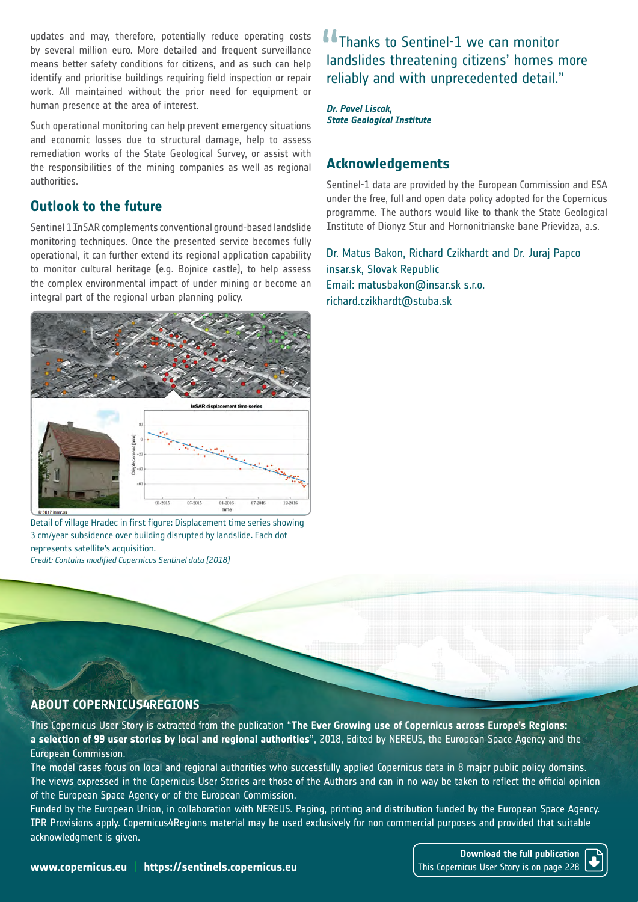updates and may, therefore, potentially reduce operating costs by several million euro. More detailed and frequent surveillance means better safety conditions for citizens, and as such can help identify and prioritise buildings requiring field inspection or repair work. All maintained without the prior need for equipment or human presence at the area of interest.

Such operational monitoring can help prevent emergency situations and economic losses due to structural damage, help to assess remediation works of the State Geological Survey, or assist with the responsibilities of the mining companies as well as regional authorities.

## Outlook to the future

Sentinel 1 InSAR complements conventional ground-based landslide monitoring techniques. Once the presented service becomes fully operational, it can further extend its regional application capability to monitor cultural heritage (e.g. Bojnice castle), to help assess the complex environmental impact of under mining or become an integral part of the regional urban planning policy.

InSAR displacement time series

Displacement [mm]

20
0
-20
-40
-60

01-2015 07-2015 01-2016 07-2016 12-2016

Time

©2017 insar.sk

Detail of village Hradec in first figure: Displacement time series showing 3 cm/year subsidence over building disrupted by landslide. Each dot represents satellite's acquisition.
*Credit: Contains modified Copernicus Sentinel data [2018]*

> "Thanks to Sentinel-1 we can monitor landslides threatening citizens' homes more reliably and with unprecedented detail."

***Dr. Pavel Liscak,***
***State Geological Institute***

## Acknowledgements

Sentinel-1 data are provided by the European Commission and ESA under the free, full and open data policy adopted for the Copernicus programme. The authors would like to thank the State Geological Institute of Dionyz Stur and Hornonitrianske bane Prievidza, a.s.

Dr. Matus Bakon, Richard Czikhardt and Dr. Juraj Papco
insar.sk, Slovak Republic
Email: matusbakon@insar.sk s.r.o.
richard.czikhardt@stuba.sk

## ABOUT COPERNICUS4REGIONS

This Copernicus User Story is extracted from the publication "**The Ever Growing use of Copernicus across Europe's Regions: a selection of 99 user stories by local and regional authorities**", 2018, Edited by NEREUS, the European Space Agency and the European Commission.
The model cases focus on local and regional authorities who successfully applied Copernicus data in 8 major public policy domains. The views expressed in the Copernicus User Stories are those of the Authors and can in no way be taken to reflect the official opinion of the European Space Agency or of the European Commission.
Funded by the European Union, in collaboration with NEREUS. Paging, printing and distribution funded by the European Space Agency. IPR Provisions apply. Copernicus4Regions material may be used exclusively for non commercial purposes and provided that suitable acknowledgment is given.

**www.copernicus.eu** | **https://sentinels.copernicus.eu**

**Download the full publication**
This Copernicus User Story is on page 228